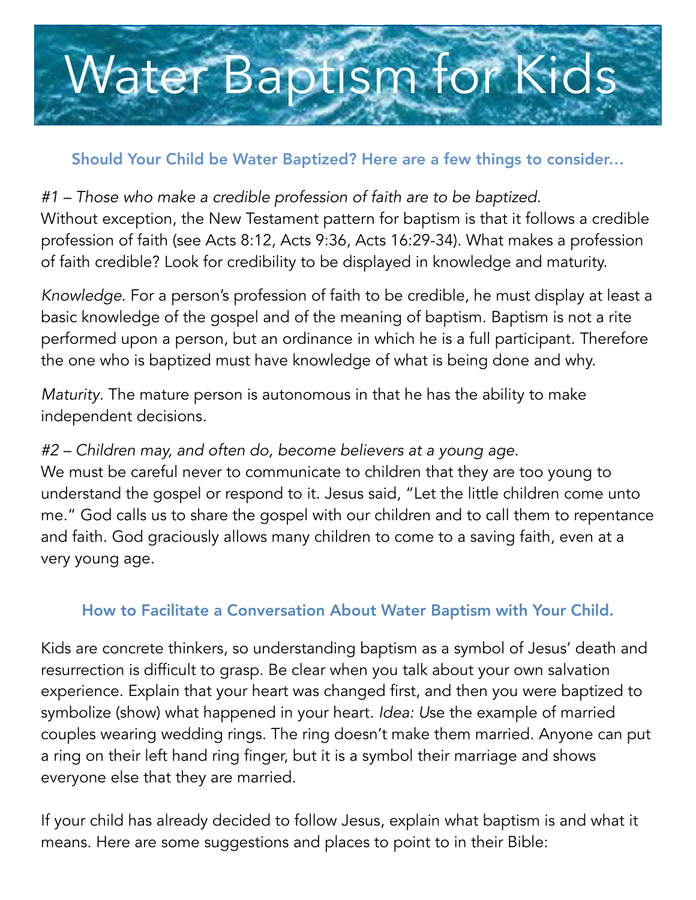# Water Baptism for Kids

## Should Your Child be Water Baptized? Here are a few things to consider…

*#1 – Those who make a credible profession of faith are to be baptized.*
Without exception, the New Testament pattern for baptism is that it follows a credible profession of faith (see Acts 8:12, Acts 9:36, Acts 16:29-34). What makes a profession of faith credible? Look for credibility to be displayed in knowledge and maturity.

*Knowledge*. For a person's profession of faith to be credible, he must display at least a basic knowledge of the gospel and of the meaning of baptism. Baptism is not a rite performed upon a person, but an ordinance in which he is a full participant. Therefore the one who is baptized must have knowledge of what is being done and why.

*Maturity*. The mature person is autonomous in that he has the ability to make independent decisions.

*#2 – Children may, and often do, become believers at a young age.*
We must be careful never to communicate to children that they are too young to understand the gospel or respond to it. Jesus said, "Let the little children come unto me." God calls us to share the gospel with our children and to call them to repentance and faith. God graciously allows many children to come to a saving faith, even at a very young age.

## How to Facilitate a Conversation About Water Baptism with Your Child.

Kids are concrete thinkers, so understanding baptism as a symbol of Jesus' death and resurrection is difficult to grasp. Be clear when you talk about your own salvation experience. Explain that your heart was changed first, and then you were baptized to symbolize (show) what happened in your heart. *Idea: U*se the example of married couples wearing wedding rings. The ring doesn't make them married. Anyone can put a ring on their left hand ring finger, but it is a symbol their marriage and shows everyone else that they are married.

If your child has already decided to follow Jesus, explain what baptism is and what it means. Here are some suggestions and places to point to in their Bible: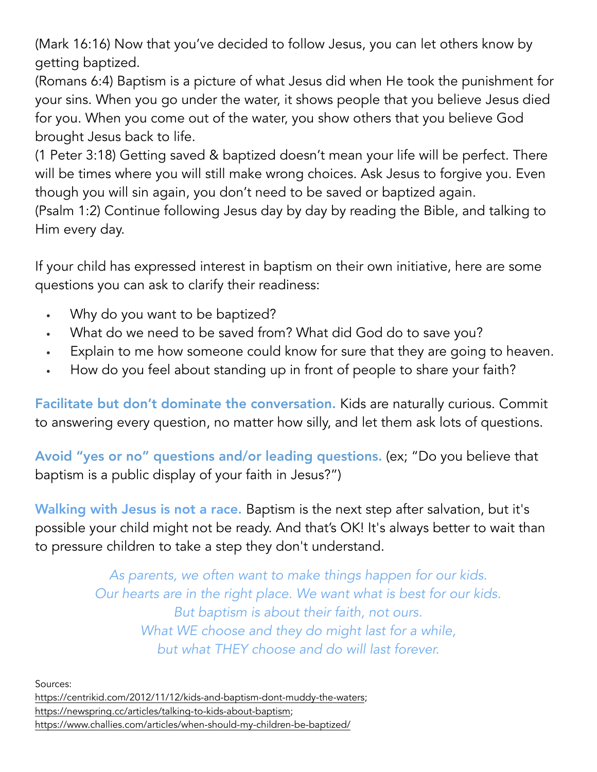(Mark 16:16) Now that you've decided to follow Jesus, you can let others know by getting baptized.
(Romans 6:4) Baptism is a picture of what Jesus did when He took the punishment for your sins. When you go under the water, it shows people that you believe Jesus died for you. When you come out of the water, you show others that you believe God brought Jesus back to life.
(1 Peter 3:18) Getting saved & baptized doesn't mean your life will be perfect. There will be times where you will still make wrong choices. Ask Jesus to forgive you. Even though you will sin again, you don't need to be saved or baptized again.
(Psalm 1:2) Continue following Jesus day by day by reading the Bible, and talking to Him every day.

If your child has expressed interest in baptism on their own initiative, here are some questions you can ask to clarify their readiness:

- Why do you want to be baptized?
- What do we need to be saved from? What did God do to save you?
- Explain to me how someone could know for sure that they are going to heaven.
- How do you feel about standing up in front of people to share your faith?

**Facilitate but don't dominate the conversation.** Kids are naturally curious. Commit to answering every question, no matter how silly, and let them ask lots of questions.

**Avoid "yes or no" questions and/or leading questions.** (ex; "Do you believe that baptism is a public display of your faith in Jesus?")

**Walking with Jesus is not a race.** Baptism is the next step after salvation, but it's possible your child might not be ready. And that's OK! It's always better to wait than to pressure children to take a step they don't understand.

*As parents, we often want to make things happen for our kids.*
*Our hearts are in the right place. We want what is best for our kids.*
*But baptism is about their faith, not ours.*
*What WE choose and they do might last for a while,*
*but what THEY choose and do will last forever.*

Sources:
https://centrikid.com/2012/11/12/kids-and-baptism-dont-muddy-the-waters;
https://newspring.cc/articles/talking-to-kids-about-baptism;
https://www.challies.com/articles/when-should-my-children-be-baptized/